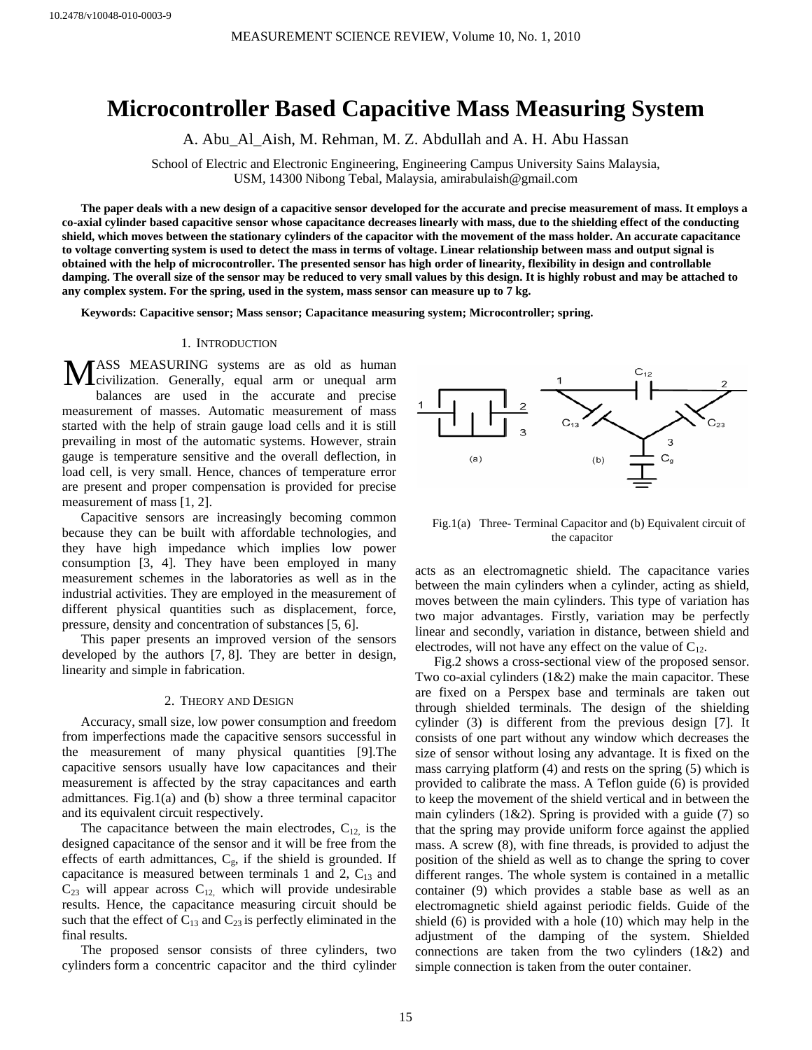# Microcontroller Based Capacitive Mass Measuring System

A. Abu_Al_Aish, M. Rehman, M. Z. Abdullah and A. H. Abu Hassan

School of Electric and Electronic Engineering, Engineering Campus University Sains Malaysia, USM, 14300 Nibong Tebal, Malaysia, amirabulaish@gmail.com

**The paper deals with a new design of a capacitive sensor developed for the accurate and precise measurement of mass. It employs a co-axial cylinder based capacitive sensor whose capacitance decreases linearly with mass, due to the shielding effect of the conducting shield, which moves between the stationary cylinders of the capacitor with the movement of the mass holder. An accurate capacitance to voltage converting system is used to detect the mass in terms of voltage. Linear relationship between mass and output signal is obtained with the help of microcontroller. The presented sensor has high order of linearity, flexibility in design and controllable damping. The overall size of the sensor may be reduced to very small values by this design. It is highly robust and may be attached to any complex system. For the spring, used in the system, mass sensor can measure up to 7 kg.**

**Keywords: Capacitive sensor; Mass sensor; Capacitance measuring system; Microcontroller; spring.**

## 1. Introduction

MASS MEASURING systems are as old as human civilization. Generally, equal arm or unequal arm balances are used in the accurate and precise measurement of masses. Automatic measurement of mass started with the help of strain gauge load cells and it is still prevailing in most of the automatic systems. However, strain gauge is temperature sensitive and the overall deflection, in load cell, is very small. Hence, chances of temperature error are present and proper compensation is provided for precise measurement of mass [1, 2].

Capacitive sensors are increasingly becoming common because they can be built with affordable technologies, and they have high impedance which implies low power consumption [3, 4]. They have been employed in many measurement schemes in the laboratories as well as in the industrial activities. They are employed in the measurement of different physical quantities such as displacement, force, pressure, density and concentration of substances [5, 6].

This paper presents an improved version of the sensors developed by the authors [7, 8]. They are better in design, linearity and simple in fabrication.

## 2. Theory and Design

Accuracy, small size, low power consumption and freedom from imperfections made the capacitive sensors successful in the measurement of many physical quantities [9].The capacitive sensors usually have low capacitances and their measurement is affected by the stray capacitances and earth admittances. Fig.1(a) and (b) show a three terminal capacitor and its equivalent circuit respectively.

The capacitance between the main electrodes, $C_{12}$, is the designed capacitance of the sensor and it will be free from the effects of earth admittances, $C_g$, if the shield is grounded. If capacitance is measured between terminals 1 and 2, $C_{13}$ and $C_{23}$ will appear across $C_{12}$, which will provide undesirable results. Hence, the capacitance measuring circuit should be such that the effect of $C_{13}$ and $C_{23}$ is perfectly eliminated in the final results.

The proposed sensor consists of three cylinders, two cylinders form a concentric capacitor and the third cylinder acts as an electromagnetic shield. The capacitance varies between the main cylinders when a cylinder, acting as shield, moves between the main cylinders. This type of variation has two major advantages. Firstly, variation may be perfectly linear and secondly, variation in distance, between shield and electrodes, will not have any effect on the value of $C_{12}$.

Fig.1(a) Three- Terminal Capacitor and (b) Equivalent circuit of the capacitor

Fig.2 shows a cross-sectional view of the proposed sensor. Two co-axial cylinders (1&2) make the main capacitor. These are fixed on a Perspex base and terminals are taken out through shielded terminals. The design of the shielding cylinder (3) is different from the previous design [7]. It consists of one part without any window which decreases the size of sensor without losing any advantage. It is fixed on the mass carrying platform (4) and rests on the spring (5) which is provided to calibrate the mass. A Teflon guide (6) is provided to keep the movement of the shield vertical and in between the main cylinders (1&2). Spring is provided with a guide (7) so that the spring may provide uniform force against the applied mass. A screw (8), with fine threads, is provided to adjust the position of the shield as well as to change the spring to cover different ranges. The whole system is contained in a metallic container (9) which provides a stable base as well as an electromagnetic shield against periodic fields. Guide of the shield (6) is provided with a hole (10) which may help in the adjustment of the damping of the system. Shielded connections are taken from the two cylinders (1&2) and simple connection is taken from the outer container.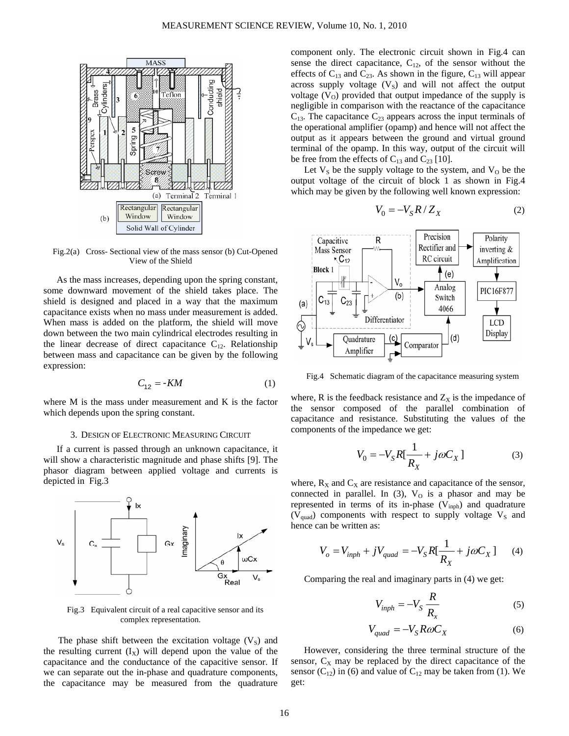Fig.2(a) Cross- Sectional view of the mass sensor (b) Cut-Opened View of the Shield

As the mass increases, depending upon the spring constant, some downward movement of the shield takes place. The shield is designed and placed in a way that the maximum capacitance exists when no mass under measurement is added. When mass is added on the platform, the shield will move down between the two main cylindrical electrodes resulting in the linear decrease of direct capacitance $C_{12}$. Relationship between mass and capacitance can be given by the following expression:

$$C_{12} = -KM \tag{1}$$

where M is the mass under measurement and K is the factor which depends upon the spring constant.

### 3. Design of Electronic Measuring Circuit

If a current is passed through an unknown capacitance, it will show a characteristic magnitude and phase shifts [9]. The phasor diagram between applied voltage and currents is depicted in Fig.3

Fig.3 Equivalent circuit of a real capacitive sensor and its complex representation.

The phase shift between the excitation voltage ($V_S$) and the resulting current ($I_X$) will depend upon the value of the capacitance and the conductance of the capacitive sensor. If we can separate out the in-phase and quadrature components, the capacitance may be measured from the quadrature component only. The electronic circuit shown in Fig.4 can sense the direct capacitance, $C_{12}$, of the sensor without the effects of $C_{13}$ and $C_{23}$. As shown in the figure, $C_{13}$ will appear across supply voltage ($V_S$) and will not affect the output voltage ($V_O$) provided that output impedance of the supply is negligible in comparison with the reactance of the capacitance $C_{13}$. The capacitance $C_{23}$ appears across the input terminals of the operational amplifier (opamp) and hence will not affect the output as it appears between the ground and virtual ground terminal of the opamp. In this way, output of the circuit will be free from the effects of $C_{13}$ and $C_{23}$ [10].

Let $V_S$ be the supply voltage to the system, and $V_O$ be the output voltage of the circuit of block 1 as shown in Fig.4 which may be given by the following well known expression:

$$V_0 = -V_S R / Z_X \tag{2}$$

Fig.4 Schematic diagram of the capacitance measuring system

where, R is the feedback resistance and $Z_X$ is the impedance of the sensor composed of the parallel combination of capacitance and resistance. Substituting the values of the components of the impedance we get:

$$V_0 = -V_S R[\frac{1}{R_X} + j\omega C_X] \tag{3}$$

where, $R_X$ and $C_X$ are resistance and capacitance of the sensor, connected in parallel. In (3), $V_O$ is a phasor and may be represented in terms of its in-phase ($V_{inph}$) and quadrature ($V_{quad}$) components with respect to supply voltage $V_S$ and hence can be written as:

$$V_o = V_{inph} + jV_{quad} = -V_S R[\frac{1}{R_X} + j\omega C_X] \tag{4}$$

Comparing the real and imaginary parts in (4) we get:

$$V_{inph} = -V_S \frac{R}{R_x} \tag{5}$$

$$V_{quad} = -V_S R\omega C_X \tag{6}$$

However, considering the three terminal structure of the sensor, $C_X$ may be replaced by the direct capacitance of the sensor ($C_{12}$) in (6) and value of $C_{12}$ may be taken from (1). We get: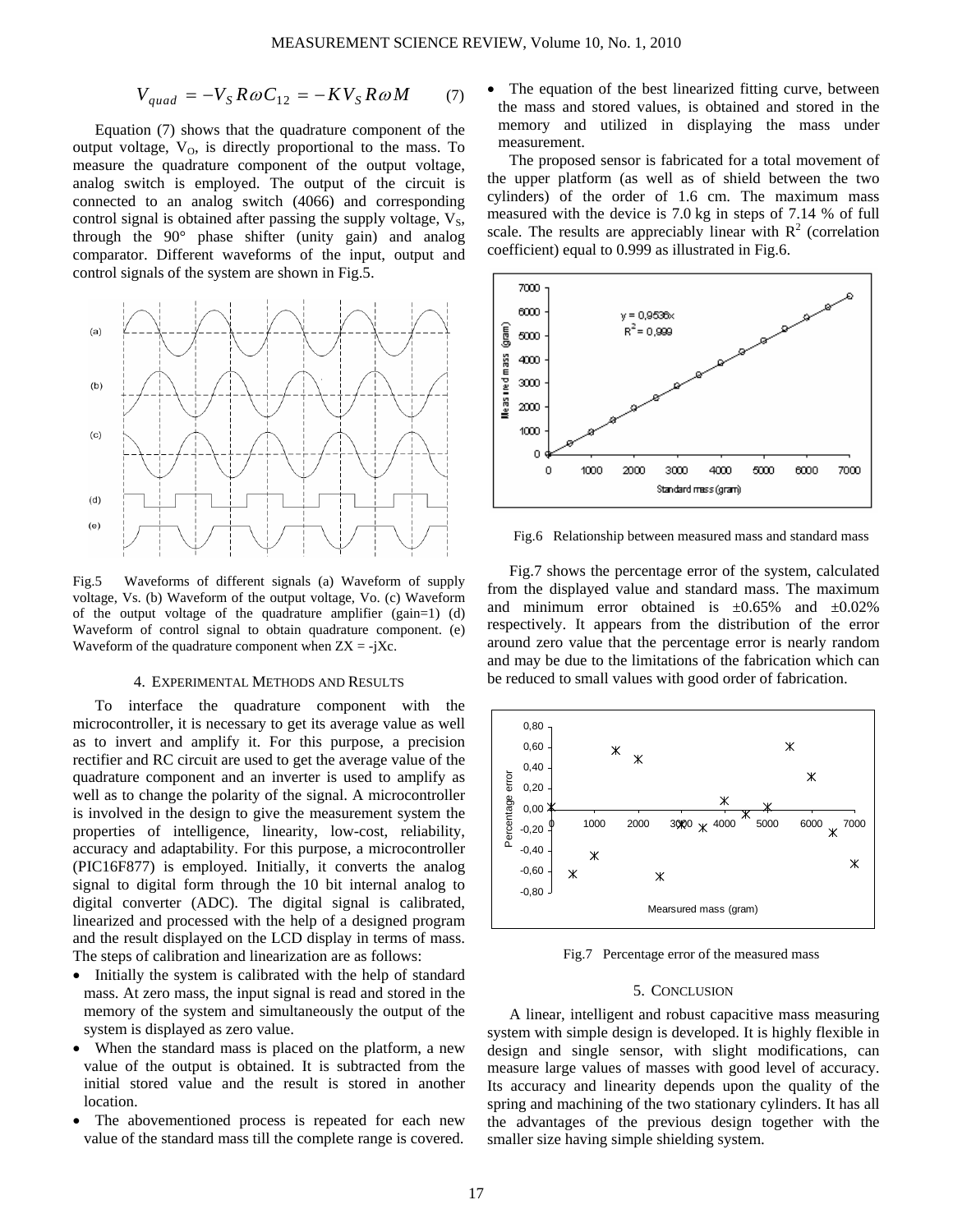$$V_{quad} = -V_S R\omega C_{12} = -KV_S R\omega M \qquad (7)$$

Equation (7) shows that the quadrature component of the output voltage, $V_O$, is directly proportional to the mass. To measure the quadrature component of the output voltage, analog switch is employed. The output of the circuit is connected to an analog switch (4066) and corresponding control signal is obtained after passing the supply voltage, $V_S$, through the 90° phase shifter (unity gain) and analog comparator. Different waveforms of the input, output and control signals of the system are shown in Fig.5.

Fig.5 Waveforms of different signals (a) Waveform of supply voltage, Vs. (b) Waveform of the output voltage, Vo. (c) Waveform of the output voltage of the quadrature amplifier (gain=1) (d) Waveform of control signal to obtain quadrature component. (e) Waveform of the quadrature component when ZX = -jXc.

## 4. Experimental Methods and Results

To interface the quadrature component with the microcontroller, it is necessary to get its average value as well as to invert and amplify it. For this purpose, a precision rectifier and RC circuit are used to get the average value of the quadrature component and an inverter is used to amplify as well as to change the polarity of the signal. A microcontroller is involved in the design to give the measurement system the properties of intelligence, linearity, low-cost, reliability, accuracy and adaptability. For this purpose, a microcontroller (PIC16F877) is employed. Initially, it converts the analog signal to digital form through the 10 bit internal analog to digital converter (ADC). The digital signal is calibrated, linearized and processed with the help of a designed program and the result displayed on the LCD display in terms of mass. The steps of calibration and linearization are as follows:

- Initially the system is calibrated with the help of standard mass. At zero mass, the input signal is read and stored in the memory of the system and simultaneously the output of the system is displayed as zero value.
- When the standard mass is placed on the platform, a new value of the output is obtained. It is subtracted from the initial stored value and the result is stored in another location.
- The abovementioned process is repeated for each new value of the standard mass till the complete range is covered.
- The equation of the best linearized fitting curve, between the mass and stored values, is obtained and stored in the memory and utilized in displaying the mass under measurement.

The proposed sensor is fabricated for a total movement of the upper platform (as well as of shield between the two cylinders) of the order of 1.6 cm. The maximum mass measured with the device is 7.0 kg in steps of 7.14 % of full scale. The results are appreciably linear with $R^2$ (correlation coefficient) equal to 0.999 as illustrated in Fig.6.

Fig.6 Relationship between measured mass and standard mass

Fig.7 shows the percentage error of the system, calculated from the displayed value and standard mass. The maximum and minimum error obtained is ±0.65% and ±0.02% respectively. It appears from the distribution of the error around zero value that the percentage error is nearly random and may be due to the limitations of the fabrication which can be reduced to small values with good order of fabrication.

Fig.7 Percentage error of the measured mass

## 5. Conclusion

A linear, intelligent and robust capacitive mass measuring system with simple design is developed. It is highly flexible in design and single sensor, with slight modifications, can measure large values of masses with good level of accuracy. Its accuracy and linearity depends upon the quality of the spring and machining of the two stationary cylinders. It has all the advantages of the previous design together with the smaller size having simple shielding system.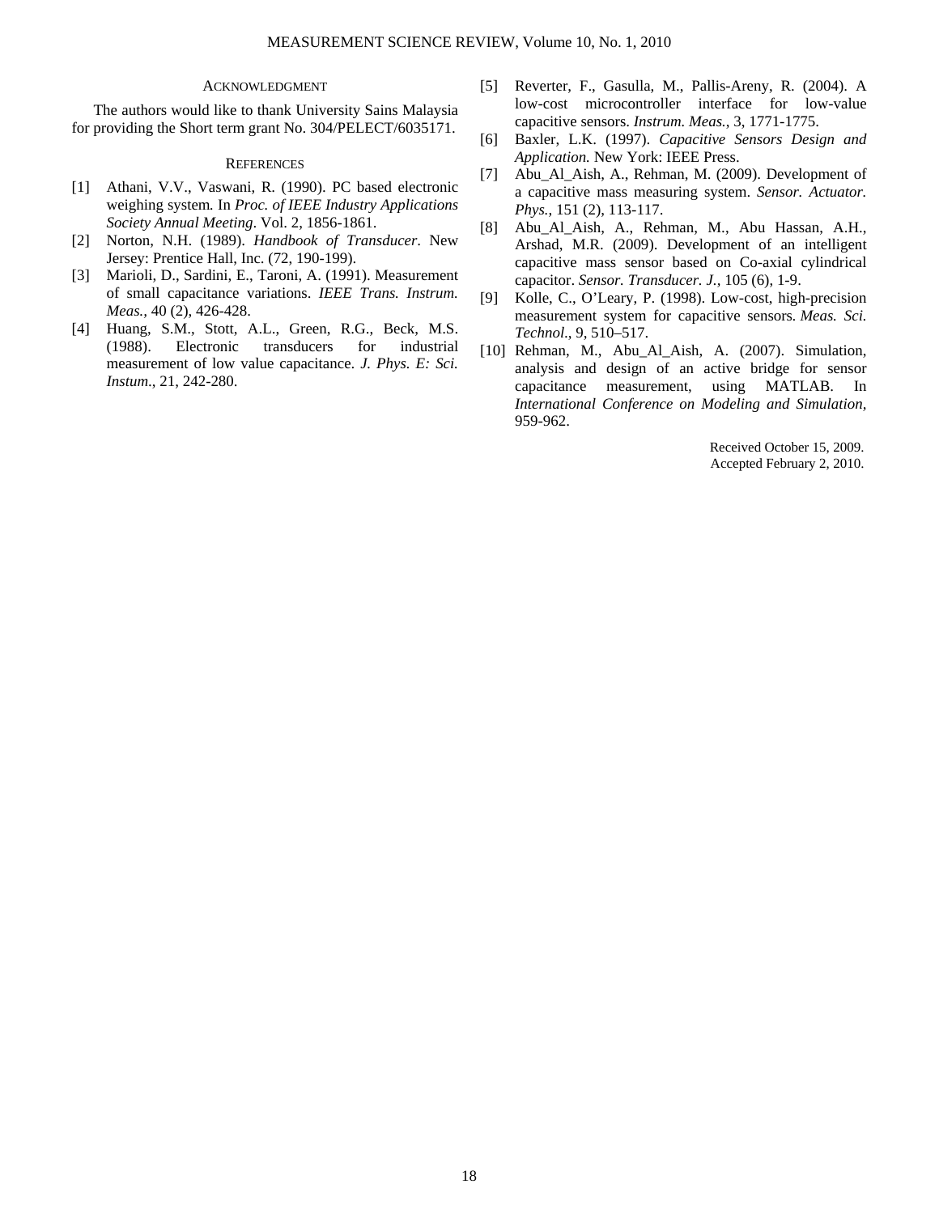## ACKNOWLEDGMENT

The authors would like to thank University Sains Malaysia for providing the Short term grant No. 304/PELECT/6035171.

## REFERENCES

[1] Athani, V.V., Vaswani, R. (1990). PC based electronic weighing system. In *Proc. of IEEE Industry Applications Society Annual Meeting*. Vol. 2, 1856-1861.

[2] Norton, N.H. (1989). *Handbook of Transducer*. New Jersey: Prentice Hall, Inc. (72, 190-199).

[3] Marioli, D., Sardini, E., Taroni, A. (1991). Measurement of small capacitance variations. *IEEE Trans. Instrum. Meas.*, 40 (2), 426-428.

[4] Huang, S.M., Stott, A.L., Green, R.G., Beck, M.S. (1988). Electronic transducers for industrial measurement of low value capacitance. *J. Phys. E: Sci. Instum.*, 21, 242-280.

[5] Reverter, F., Gasulla, M., Pallis-Areny, R. (2004). A low-cost microcontroller interface for low-value capacitive sensors. *Instrum. Meas.*, 3, 1771-1775.

[6] Baxler, L.K. (1997). *Capacitive Sensors Design and Application.* New York: IEEE Press.

[7] Abu_Al_Aish, A., Rehman, M. (2009). Development of a capacitive mass measuring system. *Sensor. Actuator. Phys.*, 151 (2), 113-117.

[8] Abu_Al_Aish, A., Rehman, M., Abu Hassan, A.H., Arshad, M.R. (2009). Development of an intelligent capacitive mass sensor based on Co-axial cylindrical capacitor. *Sensor. Transducer. J.*, 105 (6), 1-9.

[9] Kolle, C., O'Leary, P. (1998). Low-cost, high-precision measurement system for capacitive sensors. *Meas. Sci. Technol.*, 9, 510–517.

[10] Rehman, M., Abu_Al_Aish, A. (2007). Simulation, analysis and design of an active bridge for sensor capacitance measurement, using MATLAB. In *International Conference on Modeling and Simulation,* 959-962.

Received October 15, 2009.
Accepted February 2, 2010.